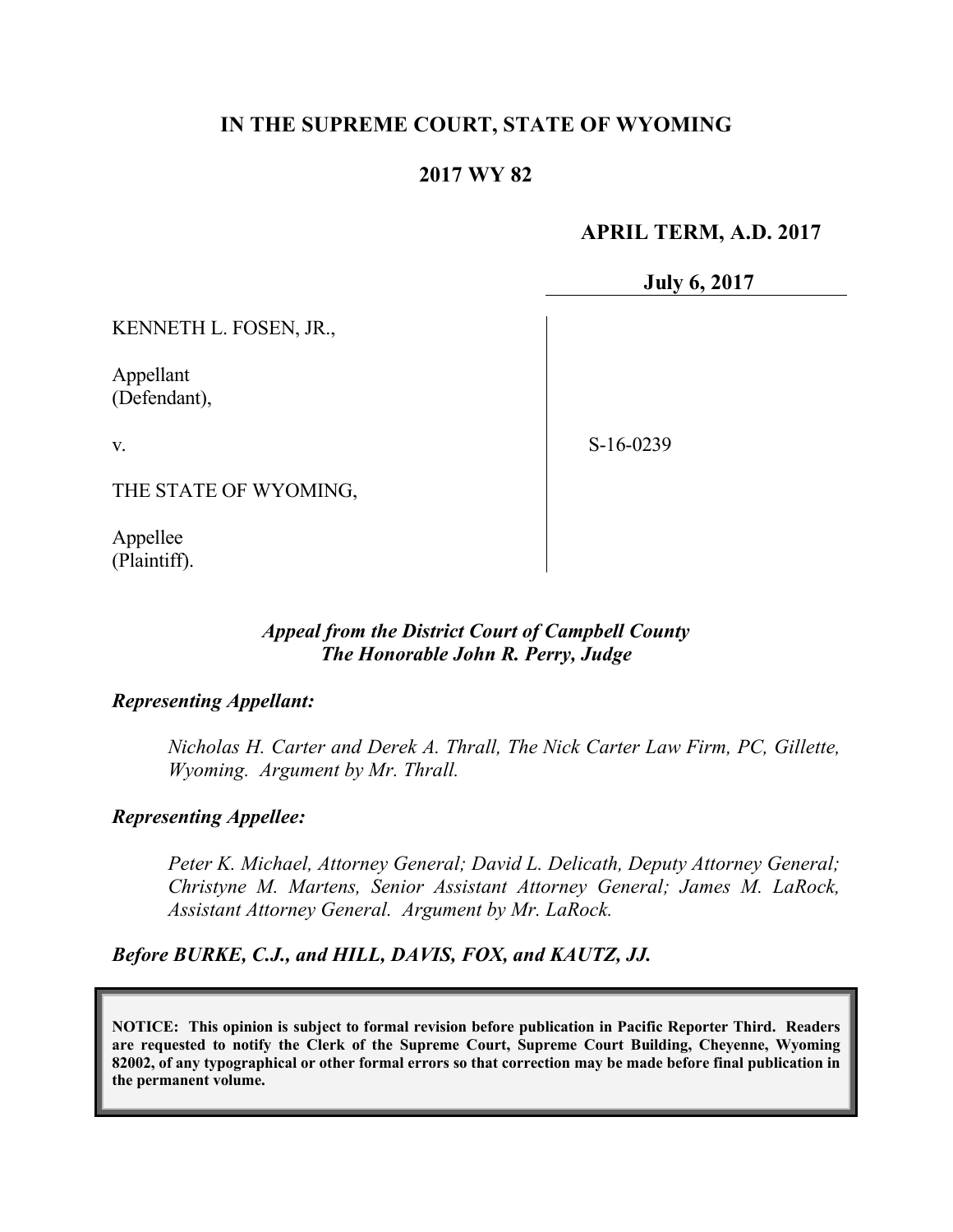# IN THE SUPREME COURT, STATE OF WYOMING

## 2017 WY 82

**APRIL TERM, A.D. 2017**

**July 6, 2017**

KENNETH L. FOSEN, JR.,

Appellant
(Defendant),

v.

THE STATE OF WYOMING,

Appellee
(Plaintiff).

S-16-0239

*Appeal from the District Court of Campbell County*
*The Honorable John R. Perry, Judge*

***Representing Appellant:***

*Nicholas H. Carter and Derek A. Thrall, The Nick Carter Law Firm, PC, Gillette, Wyoming. Argument by Mr. Thrall.*

***Representing Appellee:***

*Peter K. Michael, Attorney General; David L. Delicath, Deputy Attorney General; Christyne M. Martens, Senior Assistant Attorney General; James M. LaRock, Assistant Attorney General. Argument by Mr. LaRock.*

***Before BURKE, C.J., and HILL, DAVIS, FOX, and KAUTZ, JJ.***

**NOTICE: This opinion is subject to formal revision before publication in Pacific Reporter Third. Readers are requested to notify the Clerk of the Supreme Court, Supreme Court Building, Cheyenne, Wyoming 82002, of any typographical or other formal errors so that correction may be made before final publication in the permanent volume.**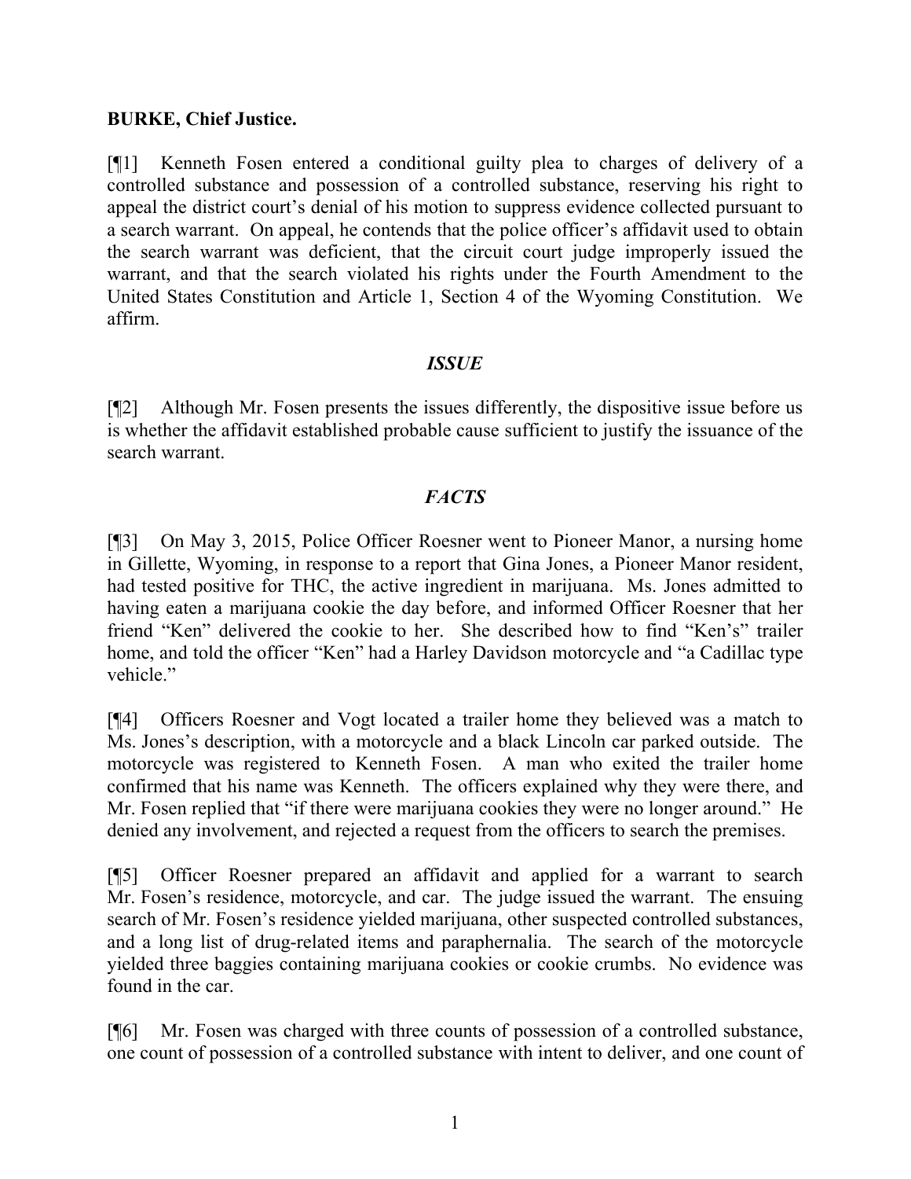**BURKE, Chief Justice.**

[¶1] Kenneth Fosen entered a conditional guilty plea to charges of delivery of a controlled substance and possession of a controlled substance, reserving his right to appeal the district court's denial of his motion to suppress evidence collected pursuant to a search warrant. On appeal, he contends that the police officer's affidavit used to obtain the search warrant was deficient, that the circuit court judge improperly issued the warrant, and that the search violated his rights under the Fourth Amendment to the United States Constitution and Article 1, Section 4 of the Wyoming Constitution. We affirm.

### *ISSUE*

[¶2] Although Mr. Fosen presents the issues differently, the dispositive issue before us is whether the affidavit established probable cause sufficient to justify the issuance of the search warrant.

### *FACTS*

[¶3] On May 3, 2015, Police Officer Roesner went to Pioneer Manor, a nursing home in Gillette, Wyoming, in response to a report that Gina Jones, a Pioneer Manor resident, had tested positive for THC, the active ingredient in marijuana. Ms. Jones admitted to having eaten a marijuana cookie the day before, and informed Officer Roesner that her friend "Ken" delivered the cookie to her. She described how to find "Ken's" trailer home, and told the officer "Ken" had a Harley Davidson motorcycle and "a Cadillac type vehicle."

[¶4] Officers Roesner and Vogt located a trailer home they believed was a match to Ms. Jones's description, with a motorcycle and a black Lincoln car parked outside. The motorcycle was registered to Kenneth Fosen. A man who exited the trailer home confirmed that his name was Kenneth. The officers explained why they were there, and Mr. Fosen replied that "if there were marijuana cookies they were no longer around." He denied any involvement, and rejected a request from the officers to search the premises.

[¶5] Officer Roesner prepared an affidavit and applied for a warrant to search Mr. Fosen's residence, motorcycle, and car. The judge issued the warrant. The ensuing search of Mr. Fosen's residence yielded marijuana, other suspected controlled substances, and a long list of drug-related items and paraphernalia. The search of the motorcycle yielded three baggies containing marijuana cookies or cookie crumbs. No evidence was found in the car.

[¶6] Mr. Fosen was charged with three counts of possession of a controlled substance, one count of possession of a controlled substance with intent to deliver, and one count of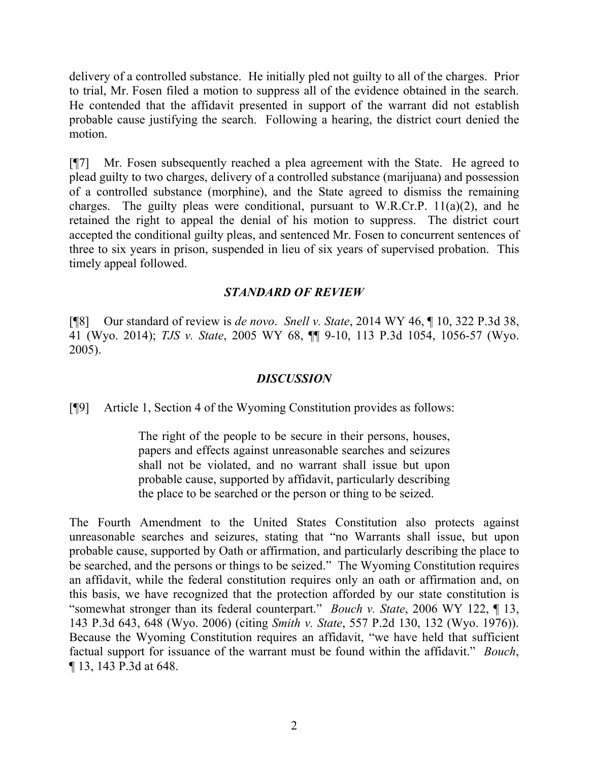delivery of a controlled substance. He initially pled not guilty to all of the charges. Prior to trial, Mr. Fosen filed a motion to suppress all of the evidence obtained in the search. He contended that the affidavit presented in support of the warrant did not establish probable cause justifying the search. Following a hearing, the district court denied the motion.

[¶7] Mr. Fosen subsequently reached a plea agreement with the State. He agreed to plead guilty to two charges, delivery of a controlled substance (marijuana) and possession of a controlled substance (morphine), and the State agreed to dismiss the remaining charges. The guilty pleas were conditional, pursuant to W.R.Cr.P. 11(a)(2), and he retained the right to appeal the denial of his motion to suppress. The district court accepted the conditional guilty pleas, and sentenced Mr. Fosen to concurrent sentences of three to six years in prison, suspended in lieu of six years of supervised probation. This timely appeal followed.

### *STANDARD OF REVIEW*

[¶8] Our standard of review is *de novo*. *Snell v. State*, 2014 WY 46, ¶ 10, 322 P.3d 38, 41 (Wyo. 2014); *TJS v. State*, 2005 WY 68, ¶¶ 9-10, 113 P.3d 1054, 1056-57 (Wyo. 2005).

### *DISCUSSION*

[¶9] Article 1, Section 4 of the Wyoming Constitution provides as follows:

> The right of the people to be secure in their persons, houses, papers and effects against unreasonable searches and seizures shall not be violated, and no warrant shall issue but upon probable cause, supported by affidavit, particularly describing the place to be searched or the person or thing to be seized.

The Fourth Amendment to the United States Constitution also protects against unreasonable searches and seizures, stating that "no Warrants shall issue, but upon probable cause, supported by Oath or affirmation, and particularly describing the place to be searched, and the persons or things to be seized." The Wyoming Constitution requires an affidavit, while the federal constitution requires only an oath or affirmation and, on this basis, we have recognized that the protection afforded by our state constitution is "somewhat stronger than its federal counterpart." *Bouch v. State*, 2006 WY 122, ¶ 13, 143 P.3d 643, 648 (Wyo. 2006) (citing *Smith v. State*, 557 P.2d 130, 132 (Wyo. 1976)). Because the Wyoming Constitution requires an affidavit, "we have held that sufficient factual support for issuance of the warrant must be found within the affidavit." *Bouch*, ¶ 13, 143 P.3d at 648.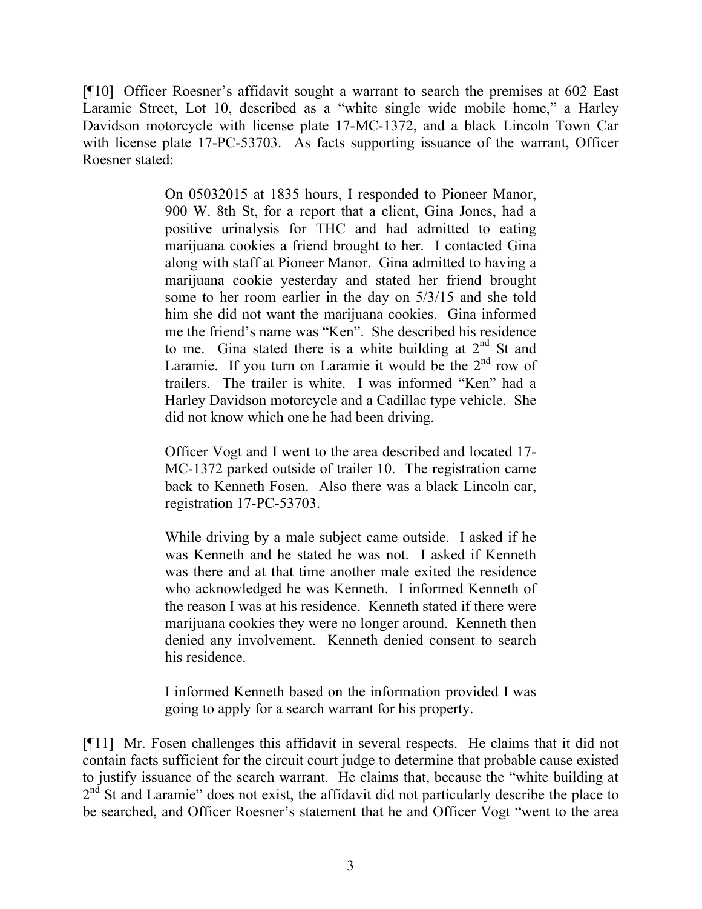[¶10] Officer Roesner's affidavit sought a warrant to search the premises at 602 East Laramie Street, Lot 10, described as a "white single wide mobile home," a Harley Davidson motorcycle with license plate 17-MC-1372, and a black Lincoln Town Car with license plate 17-PC-53703. As facts supporting issuance of the warrant, Officer Roesner stated:

> On 05032015 at 1835 hours, I responded to Pioneer Manor, 900 W. 8th St, for a report that a client, Gina Jones, had a positive urinalysis for THC and had admitted to eating marijuana cookies a friend brought to her. I contacted Gina along with staff at Pioneer Manor. Gina admitted to having a marijuana cookie yesterday and stated her friend brought some to her room earlier in the day on 5/3/15 and she told him she did not want the marijuana cookies. Gina informed me the friend's name was "Ken". She described his residence to me. Gina stated there is a white building at 2nd St and Laramie. If you turn on Laramie it would be the 2nd row of trailers. The trailer is white. I was informed "Ken" had a Harley Davidson motorcycle and a Cadillac type vehicle. She did not know which one he had been driving.
>
> Officer Vogt and I went to the area described and located 17-MC-1372 parked outside of trailer 10. The registration came back to Kenneth Fosen. Also there was a black Lincoln car, registration 17-PC-53703.
>
> While driving by a male subject came outside. I asked if he was Kenneth and he stated he was not. I asked if Kenneth was there and at that time another male exited the residence who acknowledged he was Kenneth. I informed Kenneth of the reason I was at his residence. Kenneth stated if there were marijuana cookies they were no longer around. Kenneth then denied any involvement. Kenneth denied consent to search his residence.
>
> I informed Kenneth based on the information provided I was going to apply for a search warrant for his property.

[¶11] Mr. Fosen challenges this affidavit in several respects. He claims that it did not contain facts sufficient for the circuit court judge to determine that probable cause existed to justify issuance of the search warrant. He claims that, because the "white building at 2nd St and Laramie" does not exist, the affidavit did not particularly describe the place to be searched, and Officer Roesner's statement that he and Officer Vogt "went to the area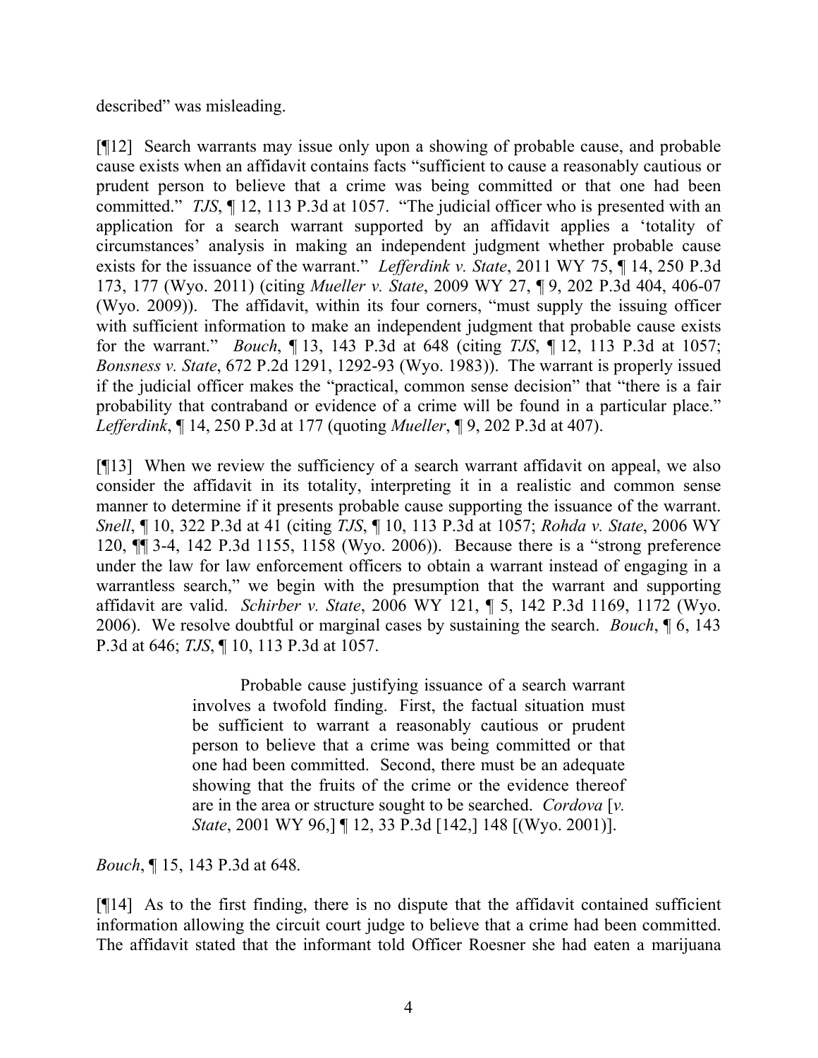described" was misleading.

[¶12] Search warrants may issue only upon a showing of probable cause, and probable cause exists when an affidavit contains facts "sufficient to cause a reasonably cautious or prudent person to believe that a crime was being committed or that one had been committed." *TJS*, ¶ 12, 113 P.3d at 1057. "The judicial officer who is presented with an application for a search warrant supported by an affidavit applies a 'totality of circumstances' analysis in making an independent judgment whether probable cause exists for the issuance of the warrant." *Lefferdink v. State*, 2011 WY 75, ¶ 14, 250 P.3d 173, 177 (Wyo. 2011) (citing *Mueller v. State*, 2009 WY 27, ¶ 9, 202 P.3d 404, 406-07 (Wyo. 2009)). The affidavit, within its four corners, "must supply the issuing officer with sufficient information to make an independent judgment that probable cause exists for the warrant." *Bouch*, ¶ 13, 143 P.3d at 648 (citing *TJS*, ¶ 12, 113 P.3d at 1057; *Bonsness v. State*, 672 P.2d 1291, 1292-93 (Wyo. 1983)). The warrant is properly issued if the judicial officer makes the "practical, common sense decision" that "there is a fair probability that contraband or evidence of a crime will be found in a particular place." *Lefferdink*, ¶ 14, 250 P.3d at 177 (quoting *Mueller*, ¶ 9, 202 P.3d at 407).

[¶13] When we review the sufficiency of a search warrant affidavit on appeal, we also consider the affidavit in its totality, interpreting it in a realistic and common sense manner to determine if it presents probable cause supporting the issuance of the warrant. *Snell*, ¶ 10, 322 P.3d at 41 (citing *TJS*, ¶ 10, 113 P.3d at 1057; *Rohda v. State*, 2006 WY 120, ¶¶ 3-4, 142 P.3d 1155, 1158 (Wyo. 2006)). Because there is a "strong preference under the law for law enforcement officers to obtain a warrant instead of engaging in a warrantless search," we begin with the presumption that the warrant and supporting affidavit are valid. *Schirber v. State*, 2006 WY 121, ¶ 5, 142 P.3d 1169, 1172 (Wyo. 2006). We resolve doubtful or marginal cases by sustaining the search. *Bouch*, ¶ 6, 143 P.3d at 646; *TJS*, ¶ 10, 113 P.3d at 1057.

> Probable cause justifying issuance of a search warrant involves a twofold finding. First, the factual situation must be sufficient to warrant a reasonably cautious or prudent person to believe that a crime was being committed or that one had been committed. Second, there must be an adequate showing that the fruits of the crime or the evidence thereof are in the area or structure sought to be searched. *Cordova* [*v. State*, 2001 WY 96,] ¶ 12, 33 P.3d [142,] 148 [(Wyo. 2001)].

*Bouch*, ¶ 15, 143 P.3d at 648.

[¶14] As to the first finding, there is no dispute that the affidavit contained sufficient information allowing the circuit court judge to believe that a crime had been committed. The affidavit stated that the informant told Officer Roesner she had eaten a marijuana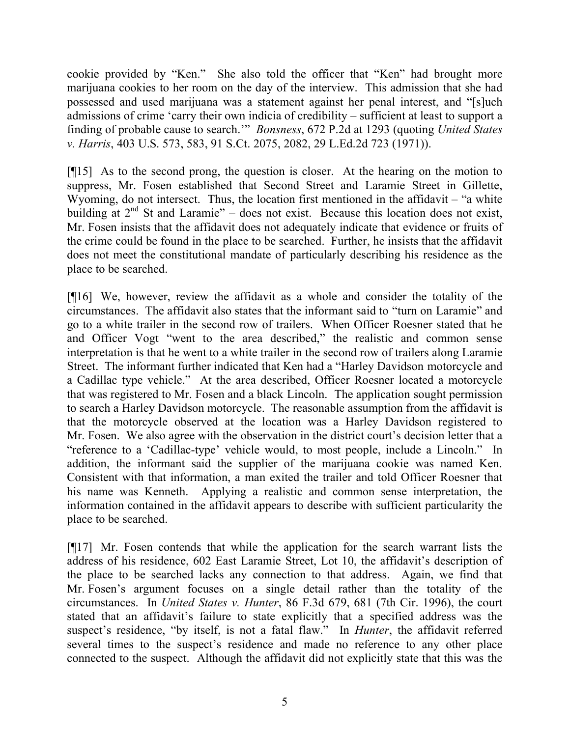cookie provided by "Ken." She also told the officer that "Ken" had brought more marijuana cookies to her room on the day of the interview. This admission that she had possessed and used marijuana was a statement against her penal interest, and "[s]uch admissions of crime 'carry their own indicia of credibility – sufficient at least to support a finding of probable cause to search.'" *Bonsness*, 672 P.2d at 1293 (quoting *United States v. Harris*, 403 U.S. 573, 583, 91 S.Ct. 2075, 2082, 29 L.Ed.2d 723 (1971)).

[¶15] As to the second prong, the question is closer. At the hearing on the motion to suppress, Mr. Fosen established that Second Street and Laramie Street in Gillette, Wyoming, do not intersect. Thus, the location first mentioned in the affidavit – "a white building at 2nd St and Laramie" – does not exist. Because this location does not exist, Mr. Fosen insists that the affidavit does not adequately indicate that evidence or fruits of the crime could be found in the place to be searched. Further, he insists that the affidavit does not meet the constitutional mandate of particularly describing his residence as the place to be searched.

[¶16] We, however, review the affidavit as a whole and consider the totality of the circumstances. The affidavit also states that the informant said to "turn on Laramie" and go to a white trailer in the second row of trailers. When Officer Roesner stated that he and Officer Vogt "went to the area described," the realistic and common sense interpretation is that he went to a white trailer in the second row of trailers along Laramie Street. The informant further indicated that Ken had a "Harley Davidson motorcycle and a Cadillac type vehicle." At the area described, Officer Roesner located a motorcycle that was registered to Mr. Fosen and a black Lincoln. The application sought permission to search a Harley Davidson motorcycle. The reasonable assumption from the affidavit is that the motorcycle observed at the location was a Harley Davidson registered to Mr. Fosen. We also agree with the observation in the district court's decision letter that a "reference to a 'Cadillac-type' vehicle would, to most people, include a Lincoln." In addition, the informant said the supplier of the marijuana cookie was named Ken. Consistent with that information, a man exited the trailer and told Officer Roesner that his name was Kenneth. Applying a realistic and common sense interpretation, the information contained in the affidavit appears to describe with sufficient particularity the place to be searched.

[¶17] Mr. Fosen contends that while the application for the search warrant lists the address of his residence, 602 East Laramie Street, Lot 10, the affidavit's description of the place to be searched lacks any connection to that address. Again, we find that Mr. Fosen's argument focuses on a single detail rather than the totality of the circumstances. In *United States v. Hunter*, 86 F.3d 679, 681 (7th Cir. 1996), the court stated that an affidavit's failure to state explicitly that a specified address was the suspect's residence, "by itself, is not a fatal flaw." In *Hunter*, the affidavit referred several times to the suspect's residence and made no reference to any other place connected to the suspect. Although the affidavit did not explicitly state that this was the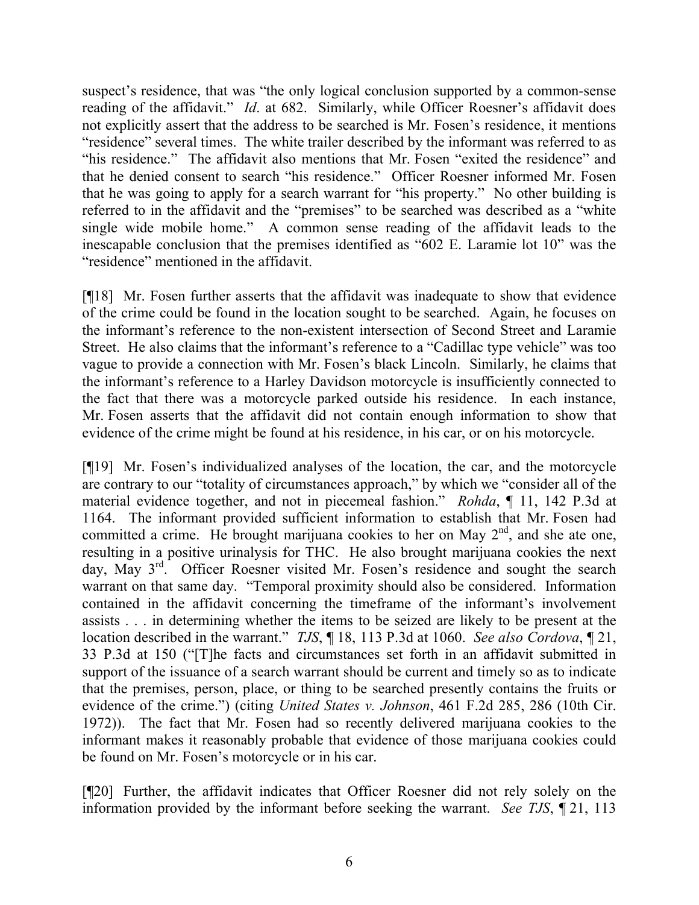suspect's residence, that was "the only logical conclusion supported by a common-sense reading of the affidavit." *Id*. at 682. Similarly, while Officer Roesner's affidavit does not explicitly assert that the address to be searched is Mr. Fosen's residence, it mentions "residence" several times. The white trailer described by the informant was referred to as "his residence." The affidavit also mentions that Mr. Fosen "exited the residence" and that he denied consent to search "his residence." Officer Roesner informed Mr. Fosen that he was going to apply for a search warrant for "his property." No other building is referred to in the affidavit and the "premises" to be searched was described as a "white single wide mobile home." A common sense reading of the affidavit leads to the inescapable conclusion that the premises identified as "602 E. Laramie lot 10" was the "residence" mentioned in the affidavit.

[¶18] Mr. Fosen further asserts that the affidavit was inadequate to show that evidence of the crime could be found in the location sought to be searched. Again, he focuses on the informant's reference to the non-existent intersection of Second Street and Laramie Street. He also claims that the informant's reference to a "Cadillac type vehicle" was too vague to provide a connection with Mr. Fosen's black Lincoln. Similarly, he claims that the informant's reference to a Harley Davidson motorcycle is insufficiently connected to the fact that there was a motorcycle parked outside his residence. In each instance, Mr. Fosen asserts that the affidavit did not contain enough information to show that evidence of the crime might be found at his residence, in his car, or on his motorcycle.

[¶19] Mr. Fosen's individualized analyses of the location, the car, and the motorcycle are contrary to our "totality of circumstances approach," by which we "consider all of the material evidence together, and not in piecemeal fashion." *Rohda*, ¶ 11, 142 P.3d at 1164. The informant provided sufficient information to establish that Mr. Fosen had committed a crime. He brought marijuana cookies to her on May 2nd, and she ate one, resulting in a positive urinalysis for THC. He also brought marijuana cookies the next day, May 3rd. Officer Roesner visited Mr. Fosen's residence and sought the search warrant on that same day. "Temporal proximity should also be considered. Information contained in the affidavit concerning the timeframe of the informant's involvement assists . . . in determining whether the items to be seized are likely to be present at the location described in the warrant." *TJS*, ¶ 18, 113 P.3d at 1060. *See also Cordova*, ¶ 21, 33 P.3d at 150 ("[T]he facts and circumstances set forth in an affidavit submitted in support of the issuance of a search warrant should be current and timely so as to indicate that the premises, person, place, or thing to be searched presently contains the fruits or evidence of the crime.") (citing *United States v. Johnson*, 461 F.2d 285, 286 (10th Cir. 1972)). The fact that Mr. Fosen had so recently delivered marijuana cookies to the informant makes it reasonably probable that evidence of those marijuana cookies could be found on Mr. Fosen's motorcycle or in his car.

[¶20] Further, the affidavit indicates that Officer Roesner did not rely solely on the information provided by the informant before seeking the warrant. *See TJS*, ¶ 21, 113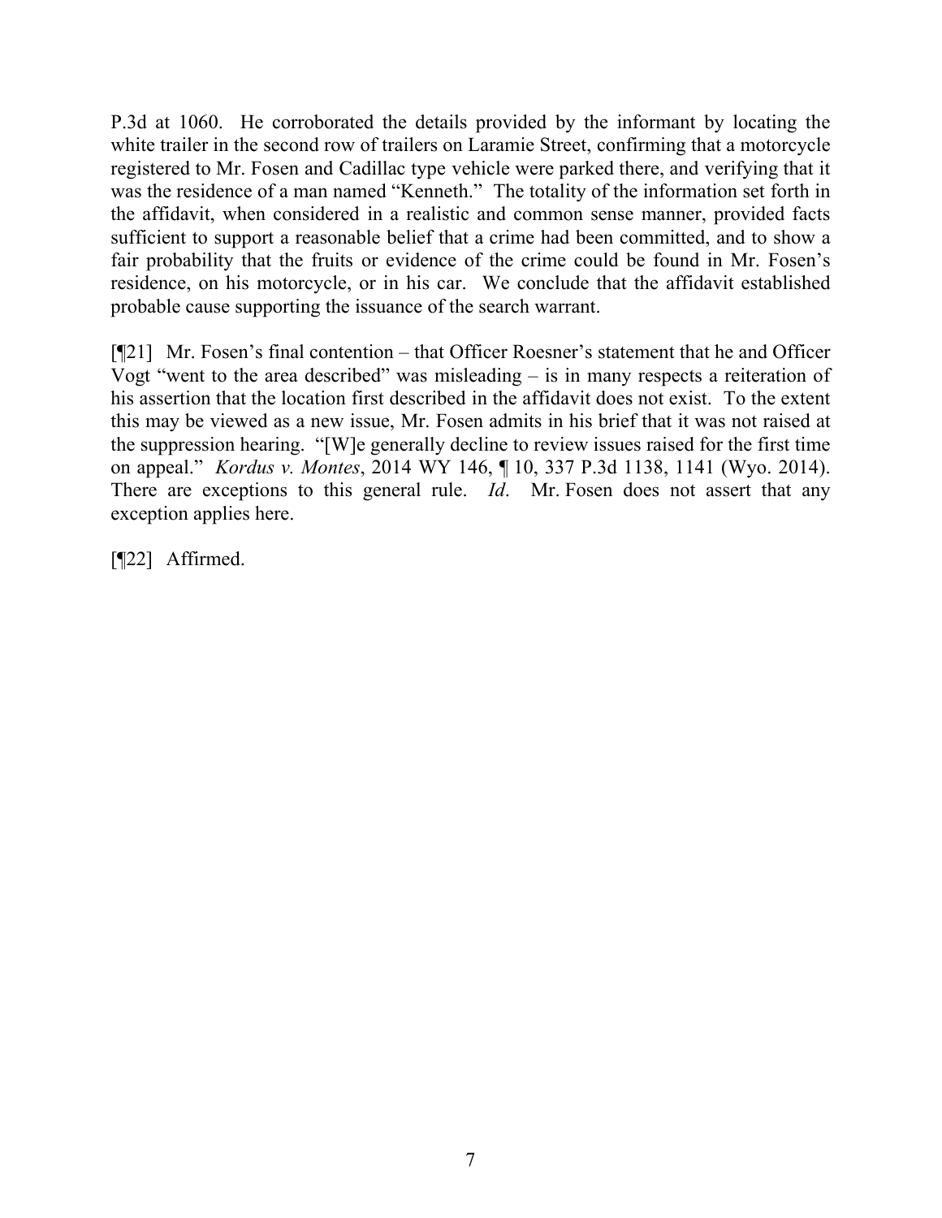P.3d at 1060. He corroborated the details provided by the informant by locating the white trailer in the second row of trailers on Laramie Street, confirming that a motorcycle registered to Mr. Fosen and Cadillac type vehicle were parked there, and verifying that it was the residence of a man named "Kenneth." The totality of the information set forth in the affidavit, when considered in a realistic and common sense manner, provided facts sufficient to support a reasonable belief that a crime had been committed, and to show a fair probability that the fruits or evidence of the crime could be found in Mr. Fosen's residence, on his motorcycle, or in his car. We conclude that the affidavit established probable cause supporting the issuance of the search warrant.

[¶21] Mr. Fosen's final contention – that Officer Roesner's statement that he and Officer Vogt "went to the area described" was misleading – is in many respects a reiteration of his assertion that the location first described in the affidavit does not exist. To the extent this may be viewed as a new issue, Mr. Fosen admits in his brief that it was not raised at the suppression hearing. "[W]e generally decline to review issues raised for the first time on appeal." *Kordus v. Montes*, 2014 WY 146, ¶ 10, 337 P.3d 1138, 1141 (Wyo. 2014). There are exceptions to this general rule. *Id*. Mr. Fosen does not assert that any exception applies here.

[¶22] Affirmed.